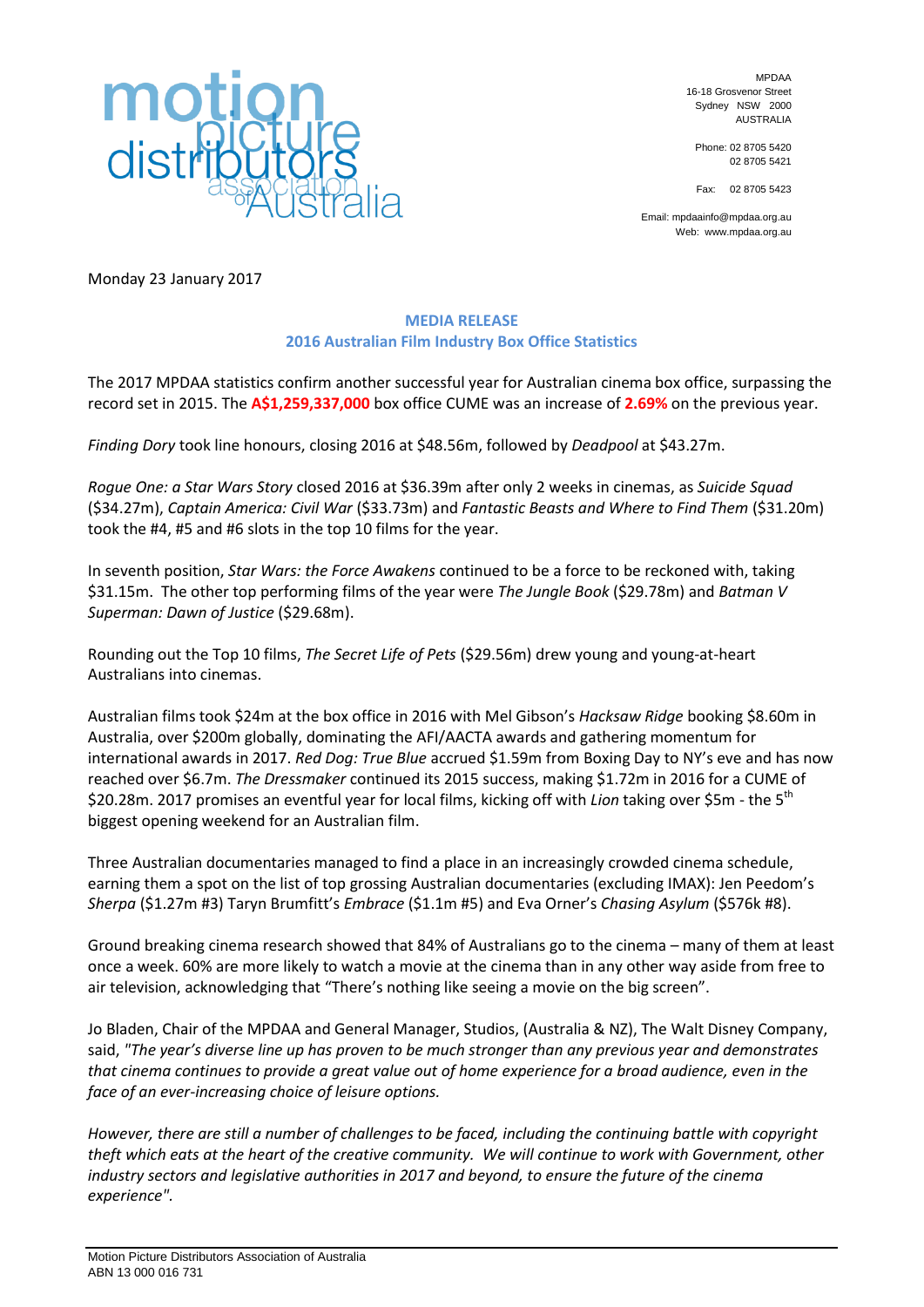motion picture distributors association of Australia

MPDAA
16-18 Grosvenor Street
Sydney NSW 2000
AUSTRALIA

Phone: 02 8705 5420
02 8705 5421

Fax: 02 8705 5423

Email: mpdaainfo@mpdaa.org.au
Web: www.mpdaa.org.au

Monday 23 January 2017

## MEDIA RELEASE
## 2016 Australian Film Industry Box Office Statistics

The 2017 MPDAA statistics confirm another successful year for Australian cinema box office, surpassing the record set in 2015. The **A$1,259,337,000** box office CUME was an increase of **2.69%** on the previous year.

*Finding Dory* took line honours, closing 2016 at $48.56m, followed by *Deadpool* at $43.27m.

*Rogue One: a Star Wars Story* closed 2016 at $36.39m after only 2 weeks in cinemas, as *Suicide Squad* ($34.27m), *Captain America: Civil War* ($33.73m) and *Fantastic Beasts and Where to Find Them* ($31.20m) took the #4, #5 and #6 slots in the top 10 films for the year.

In seventh position, *Star Wars: the Force Awakens* continued to be a force to be reckoned with, taking $31.15m. The other top performing films of the year were *The Jungle Book* ($29.78m) and *Batman V Superman: Dawn of Justice* ($29.68m).

Rounding out the Top 10 films, *The Secret Life of Pets* ($29.56m) drew young and young-at-heart Australians into cinemas.

Australian films took $24m at the box office in 2016 with Mel Gibson's *Hacksaw Ridge* booking $8.60m in Australia, over $200m globally, dominating the AFI/AACTA awards and gathering momentum for international awards in 2017. *Red Dog: True Blue* accrued $1.59m from Boxing Day to NY's eve and has now reached over $6.7m. *The Dressmaker* continued its 2015 success, making $1.72m in 2016 for a CUME of $20.28m. 2017 promises an eventful year for local films, kicking off with *Lion* taking over $5m - the 5th biggest opening weekend for an Australian film.

Three Australian documentaries managed to find a place in an increasingly crowded cinema schedule, earning them a spot on the list of top grossing Australian documentaries (excluding IMAX): Jen Peedom's *Sherpa* ($1.27m #3) Taryn Brumfitt's *Embrace* ($1.1m #5) and Eva Orner's *Chasing Asylum* ($576k #8).

Ground breaking cinema research showed that 84% of Australians go to the cinema – many of them at least once a week. 60% are more likely to watch a movie at the cinema than in any other way aside from free to air television, acknowledging that "There's nothing like seeing a movie on the big screen".

Jo Bladen, Chair of the MPDAA and General Manager, Studios, (Australia & NZ), The Walt Disney Company, said, *"The year's diverse line up has proven to be much stronger than any previous year and demonstrates that cinema continues to provide a great value out of home experience for a broad audience, even in the face of an ever-increasing choice of leisure options.*

*However, there are still a number of challenges to be faced, including the continuing battle with copyright theft which eats at the heart of the creative community. We will continue to work with Government, other industry sectors and legislative authorities in 2017 and beyond, to ensure the future of the cinema experience".*

Motion Picture Distributors Association of Australia
ABN 13 000 016 731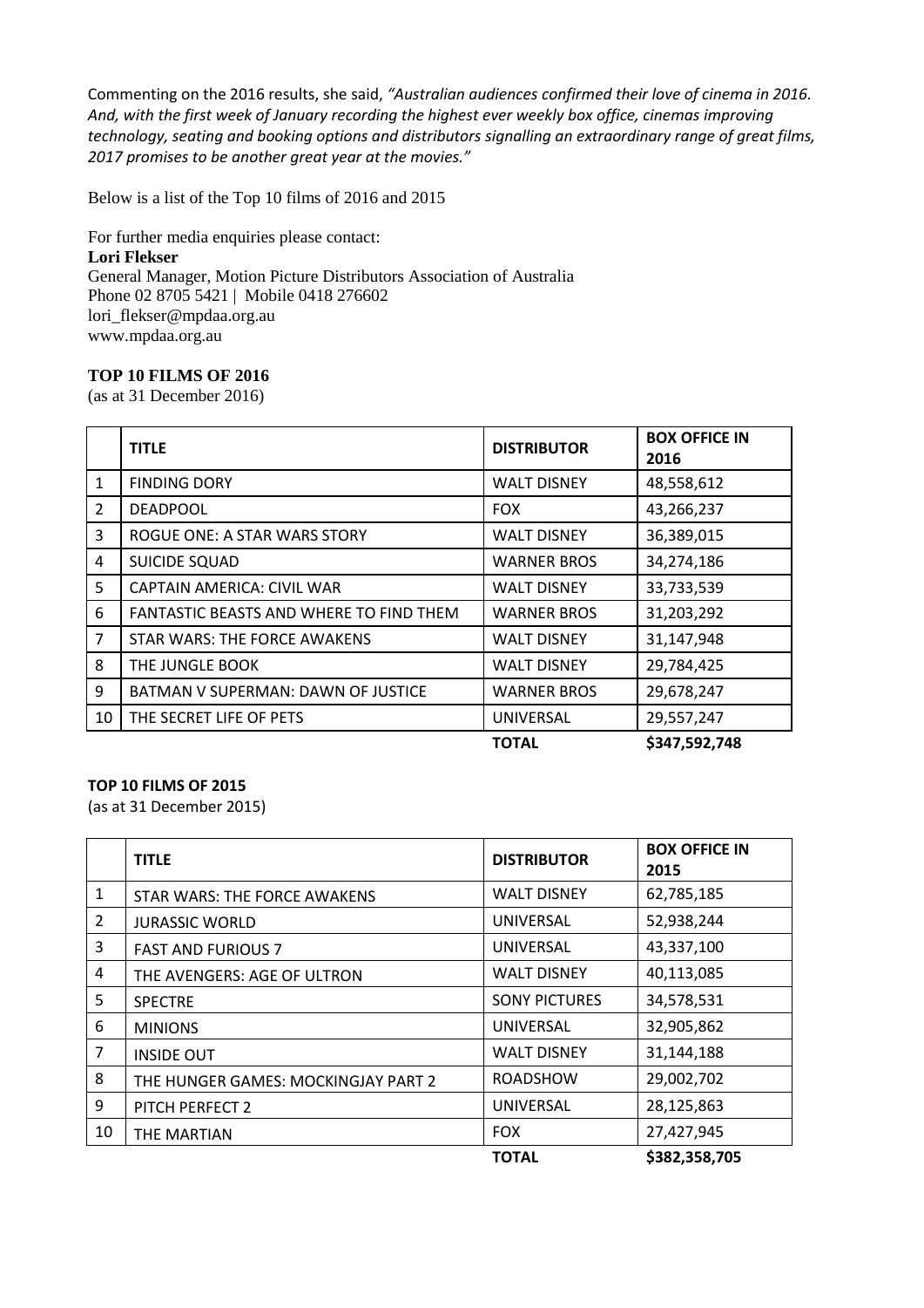Commenting on the 2016 results, she said, *"Australian audiences confirmed their love of cinema in 2016. And, with the first week of January recording the highest ever weekly box office, cinemas improving technology, seating and booking options and distributors signalling an extraordinary range of great films, 2017 promises to be another great year at the movies."*

Below is a list of the Top 10 films of 2016 and 2015

For further media enquiries please contact:
**Lori Flekser**
General Manager, Motion Picture Distributors Association of Australia
Phone 02 8705 5421 | Mobile 0418 276602
lori_flekser@mpdaa.org.au
www.mpdaa.org.au

**TOP 10 FILMS OF 2016**
(as at 31 December 2016)

| | TITLE | DISTRIBUTOR | BOX OFFICE IN 2016 |
|---|---|---|---|
| 1 | FINDING DORY | WALT DISNEY | 48,558,612 |
| 2 | DEADPOOL | FOX | 43,266,237 |
| 3 | ROGUE ONE: A STAR WARS STORY | WALT DISNEY | 36,389,015 |
| 4 | SUICIDE SQUAD | WARNER BROS | 34,274,186 |
| 5 | CAPTAIN AMERICA: CIVIL WAR | WALT DISNEY | 33,733,539 |
| 6 | FANTASTIC BEASTS AND WHERE TO FIND THEM | WARNER BROS | 31,203,292 |
| 7 | STAR WARS: THE FORCE AWAKENS | WALT DISNEY | 31,147,948 |
| 8 | THE JUNGLE BOOK | WALT DISNEY | 29,784,425 |
| 9 | BATMAN V SUPERMAN: DAWN OF JUSTICE | WARNER BROS | 29,678,247 |
| 10 | THE SECRET LIFE OF PETS | UNIVERSAL | 29,557,247 |
| | | **TOTAL** | **$347,592,748** |

**TOP 10 FILMS OF 2015**
(as at 31 December 2015)

| | TITLE | DISTRIBUTOR | BOX OFFICE IN 2015 |
|---|---|---|---|
| 1 | STAR WARS: THE FORCE AWAKENS | WALT DISNEY | 62,785,185 |
| 2 | JURASSIC WORLD | UNIVERSAL | 52,938,244 |
| 3 | FAST AND FURIOUS 7 | UNIVERSAL | 43,337,100 |
| 4 | THE AVENGERS: AGE OF ULTRON | WALT DISNEY | 40,113,085 |
| 5 | SPECTRE | SONY PICTURES | 34,578,531 |
| 6 | MINIONS | UNIVERSAL | 32,905,862 |
| 7 | INSIDE OUT | WALT DISNEY | 31,144,188 |
| 8 | THE HUNGER GAMES: MOCKINGJAY PART 2 | ROADSHOW | 29,002,702 |
| 9 | PITCH PERFECT 2 | UNIVERSAL | 28,125,863 |
| 10 | THE MARTIAN | FOX | 27,427,945 |
| | | **TOTAL** | **$382,358,705** |